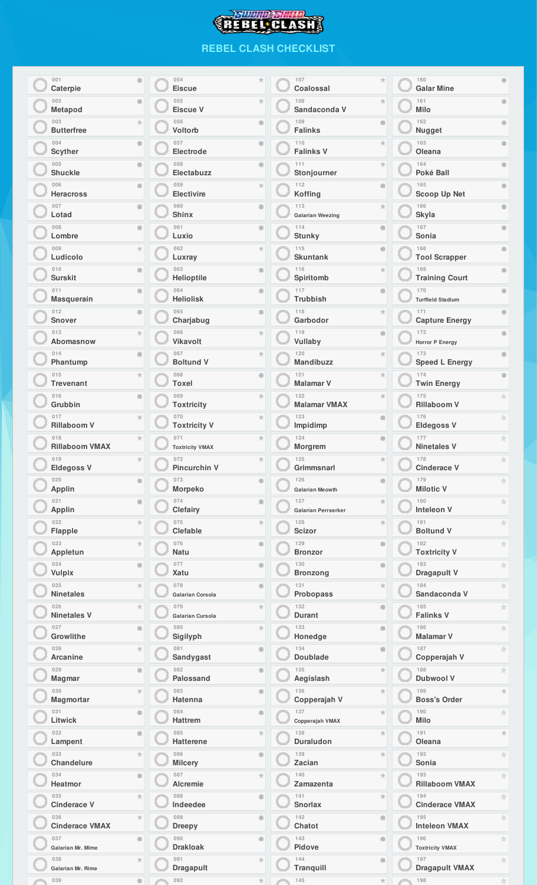# REBEL CLASH

## REBEL CLASH CHECKLIST

- 001 Caterpie
- 002 Metapod
- 003 Butterfree
- 004 Scyther
- 005 Shuckle
- 006 Heracross
- 007 Lotad
- 008 Lombre
- 009 Ludicolo
- 010 Surskit
- 011 Masquerain
- 012 Snover
- 013 Abomasnow
- 014 Phantump
- 015 Trevenant
- 016 Grubbin
- 017 Rillaboom V
- 018 Rillaboom VMAX
- 019 Eldegoss V
- 020 Applin
- 021 Applin
- 022 Flapple
- 023 Appletun
- 024 Vulpix
- 025 Ninetales
- 026 Ninetales V
- 027 Growlithe
- 028 Arcanine
- 029 Magmar
- 030 Magmortar
- 031 Litwick
- 032 Lampent
- 033 Chandelure
- 034 Heatmor
- 035 Cinderace V
- 036 Cinderace VMAX
- 037 Galarian Mr. Mime
- 038 Galarian Mr. Rime
- 039
- 054 Eiscue
- 055 Eiscue V
- 056 Voltorb
- 057 Electrode
- 058 Electabuzz
- 059 Electivire
- 060 Shinx
- 061 Luxio
- 062 Luxray
- 063 Helioptile
- 064 Heliolisk
- 065 Charjabug
- 066 Vikavolt
- 067 Boltund V
- 068 Toxel
- 069 Toxtricity
- 070 Toxtricity V
- 071 Toxtricity VMAX
- 072 Pincurchin V
- 073 Morpeko
- 074 Clefairy
- 075 Clefable
- 076 Natu
- 077 Xatu
- 078 Galarian Corsola
- 079 Galarian Cursola
- 080 Sigilyph
- 081 Sandygast
- 082 Palossand
- 083 Hatenna
- 084 Hattrem
- 085 Hatterene
- 086 Milcery
- 087 Alcremie
- 088 Indeedee
- 089 Dreepy
- 090 Drakloak
- 091 Dragapult
- 092
- 107 Coalossal
- 108 Sandaconda V
- 109 Falinks
- 110 Falinks V
- 111 Stonjourner
- 112 Koffing
- 113 Galarian Weezing
- 114 Stunky
- 115 Skuntank
- 116 Spiritomb
- 117 Trubbish
- 118 Garbodor
- 119 Vullaby
- 120 Mandibuzz
- 121 Malamar V
- 122 Malamar VMAX
- 123 Impidimp
- 124 Morgrem
- 125 Grimmsnarl
- 126 Galarian Meowth
- 127 Galarian Perrserker
- 128 Scizor
- 129 Bronzor
- 130 Bronzong
- 131 Probopass
- 132 Durant
- 133 Honedge
- 134 Doublade
- 135 Aegislash
- 136 Copperajah V
- 137 Copperajah VMAX
- 138 Duraludon
- 139 Zacian
- 140 Zamazenta
- 141 Snorlax
- 142 Chatot
- 143 Pidove
- 144 Tranquill
- 145
- 160 Galar Mine
- 161 Milo
- 162 Nugget
- 163 Oleana
- 164 Poké Ball
- 165 Scoop Up Net
- 166 Skyla
- 167 Sonia
- 168 Tool Scrapper
- 169 Training Court
- 170 Turffield Stadium
- 171 Capture Energy
- 172 Horror P Energy
- 173 Speed L Energy
- 174 Twin Energy
- 175 Rillaboom V
- 176 Eldegoss V
- 177 Ninetales V
- 178 Cinderace V
- 179 Milotic V
- 180 Inteleon V
- 181 Boltund V
- 182 Toxtricity V
- 183 Dragapult V
- 184 Sandaconda V
- 185 Falinks V
- 186 Malamar V
- 187 Copperajah V
- 188 Dubwool V
- 189 Boss's Order
- 190 Milo
- 191 Oleana
- 192 Sonia
- 193 Rillaboom VMAX
- 194 Cinderace VMAX
- 195 Inteleon VMAX
- 196 Toxtricity VMAX
- 197 Dragapult VMAX
- 198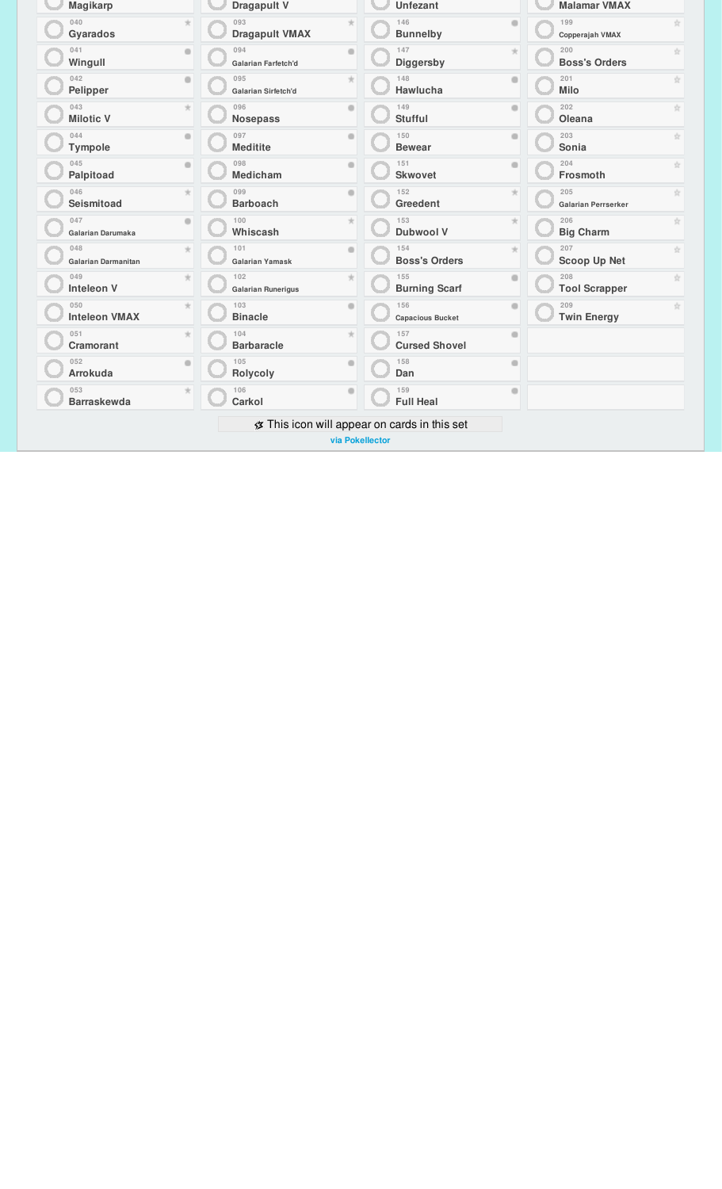| | | | |
|---|---|---|---|
| Magikarp | Dragapult V | Unfezant | Malamar VMAX |
| 040 Gyarados | 093 Dragapult VMAX | 146 Bunnelby | 199 Copperajah VMAX |
| 041 Wingull | 094 Galarian Farfetch'd | 147 Diggersby | 200 Boss's Orders |
| 042 Pelipper | 095 Galarian Sirfetch'd | 148 Hawlucha | 201 Milo |
| 043 Milotic V | 096 Nosepass | 149 Stufful | 202 Oleana |
| 044 Tympole | 097 Meditite | 150 Bewear | 203 Sonia |
| 045 Palpitoad | 098 Medicham | 151 Skwovet | 204 Frosmoth |
| 046 Seismitoad | 099 Barboach | 152 Greedent | 205 Galarian Perrserker |
| 047 Galarian Darumaka | 100 Whiscash | 153 Dubwool V | 206 Big Charm |
| 048 Galarian Darmanitan | 101 Galarian Yamask | 154 Boss's Orders | 207 Scoop Up Net |
| 049 Inteleon V | 102 Galarian Runerigus | 155 Burning Scarf | 208 Tool Scrapper |
| 050 Inteleon VMAX | 103 Binacle | 156 Capacious Bucket | 209 Twin Energy |
| 051 Cramorant | 104 Barbaracle | 157 Cursed Shovel | |
| 052 Arrokuda | 105 Rolycoly | 158 Dan | |
| 053 Barraskewda | 106 Carkol | 159 Full Heal | |

This icon will appear on cards in this set

via Pokellector